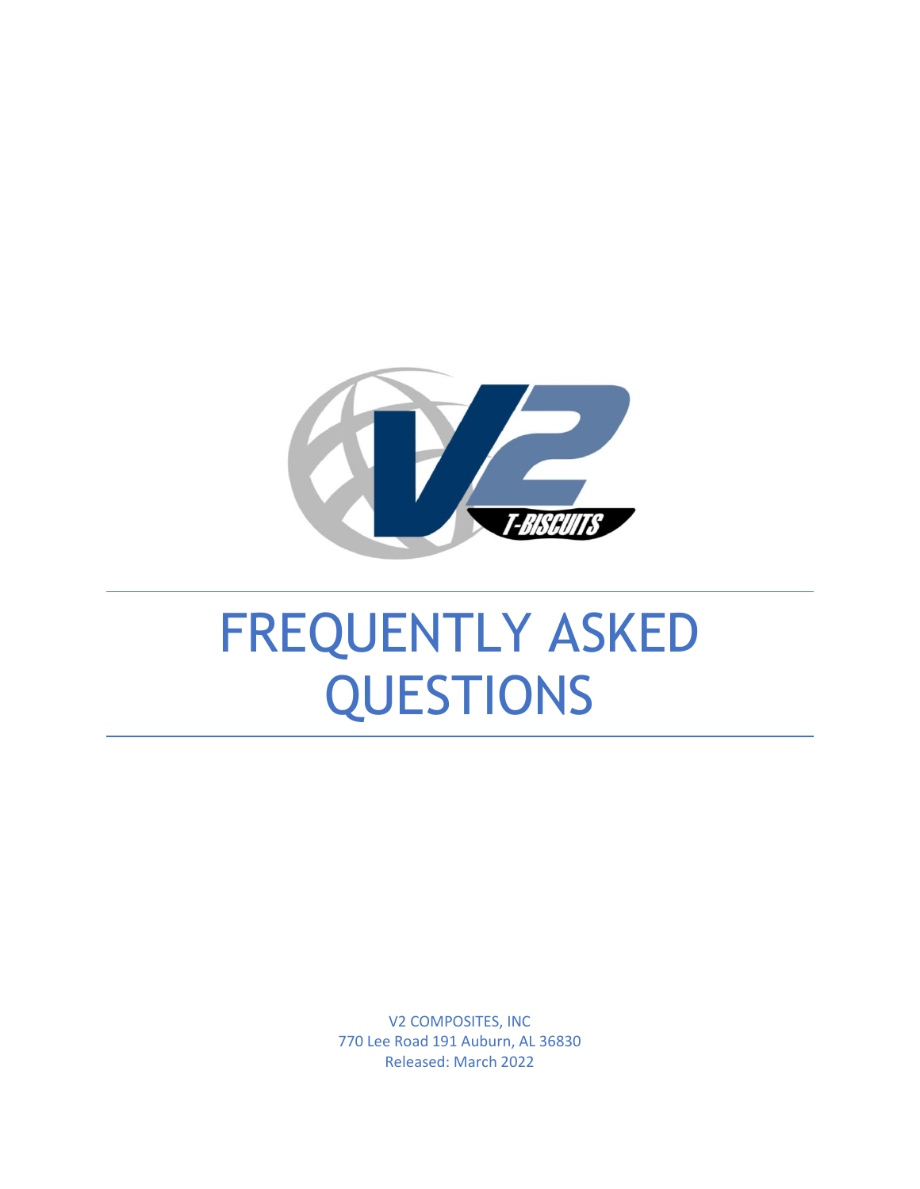# FREQUENTLY ASKED QUESTIONS

V2 COMPOSITES, INC
770 Lee Road 191 Auburn, AL 36830
Released: March 2022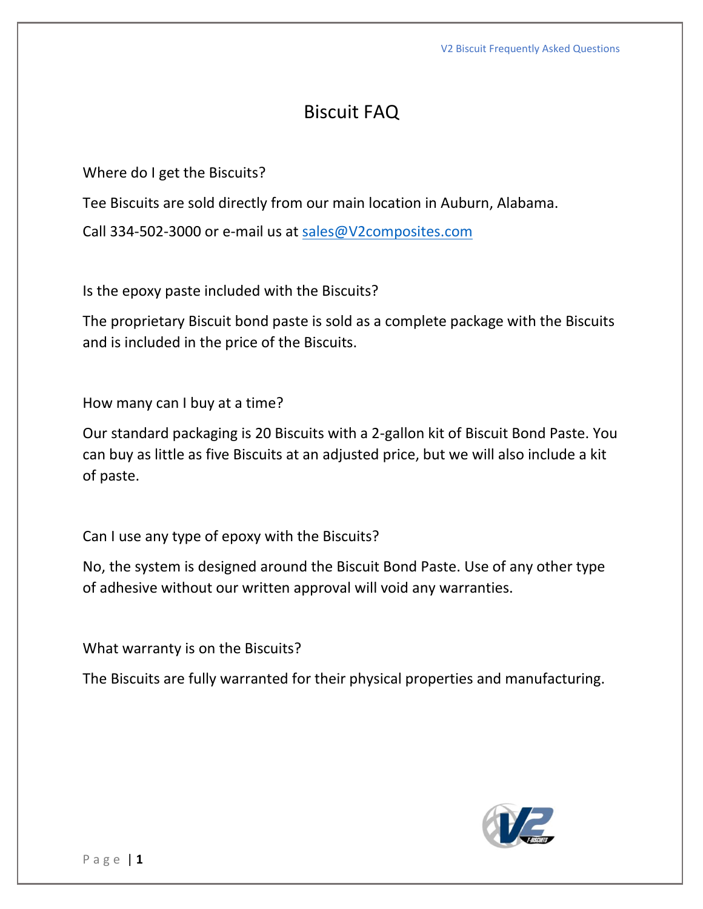# Biscuit FAQ

Where do I get the Biscuits?

Tee Biscuits are sold directly from our main location in Auburn, Alabama.

Call 334-502-3000 or e-mail us at sales@V2composites.com

Is the epoxy paste included with the Biscuits?

The proprietary Biscuit bond paste is sold as a complete package with the Biscuits and is included in the price of the Biscuits.

How many can I buy at a time?

Our standard packaging is 20 Biscuits with a 2-gallon kit of Biscuit Bond Paste. You can buy as little as five Biscuits at an adjusted price, but we will also include a kit of paste.

Can I use any type of epoxy with the Biscuits?

No, the system is designed around the Biscuit Bond Paste. Use of any other type of adhesive without our written approval will void any warranties.

What warranty is on the Biscuits?

The Biscuits are fully warranted for their physical properties and manufacturing.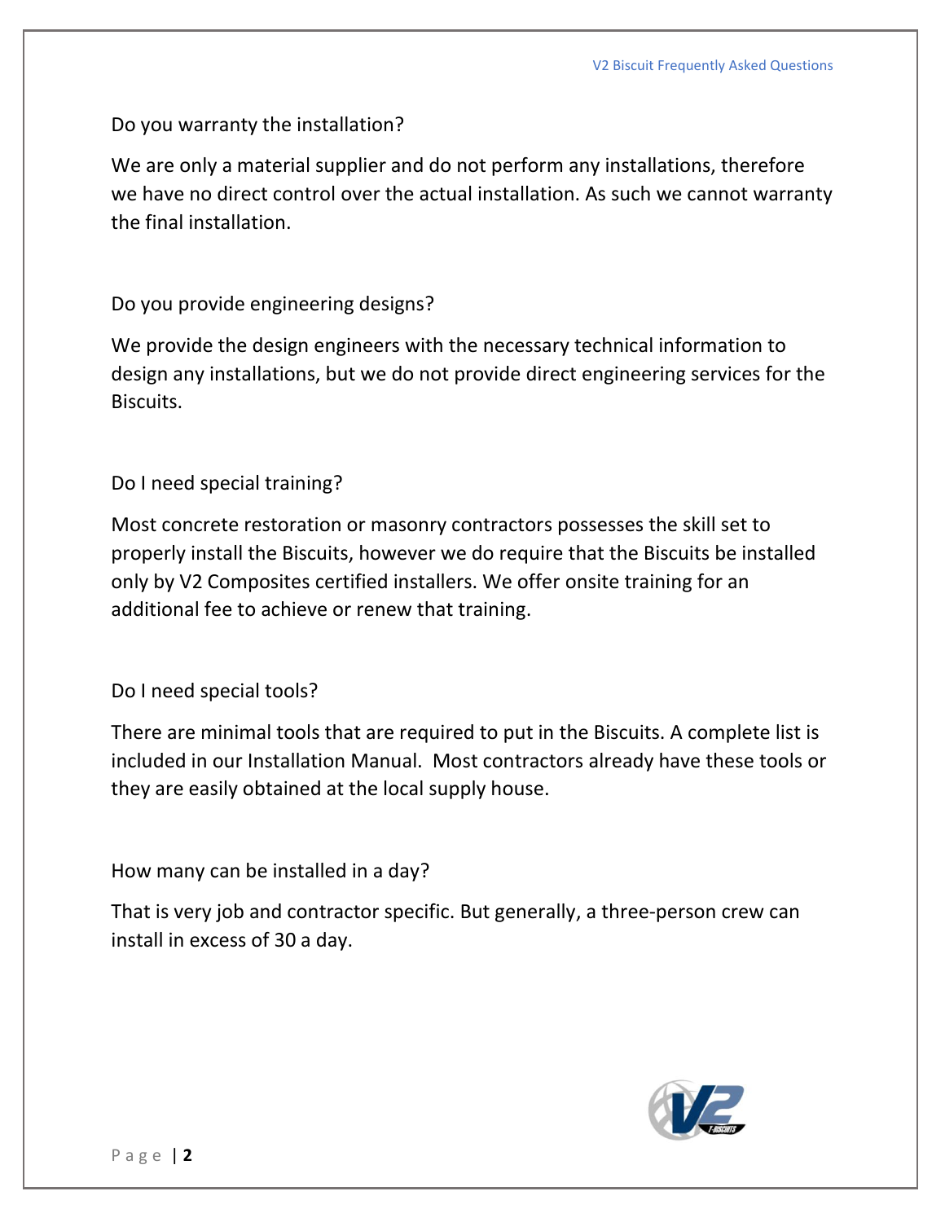Do you warranty the installation?

We are only a material supplier and do not perform any installations, therefore we have no direct control over the actual installation. As such we cannot warranty the final installation.

Do you provide engineering designs?

We provide the design engineers with the necessary technical information to design any installations, but we do not provide direct engineering services for the Biscuits.

Do I need special training?

Most concrete restoration or masonry contractors possesses the skill set to properly install the Biscuits, however we do require that the Biscuits be installed only by V2 Composites certified installers. We offer onsite training for an additional fee to achieve or renew that training.

Do I need special tools?

There are minimal tools that are required to put in the Biscuits. A complete list is included in our Installation Manual. Most contractors already have these tools or they are easily obtained at the local supply house.

How many can be installed in a day?

That is very job and contractor specific. But generally, a three-person crew can install in excess of 30 a day.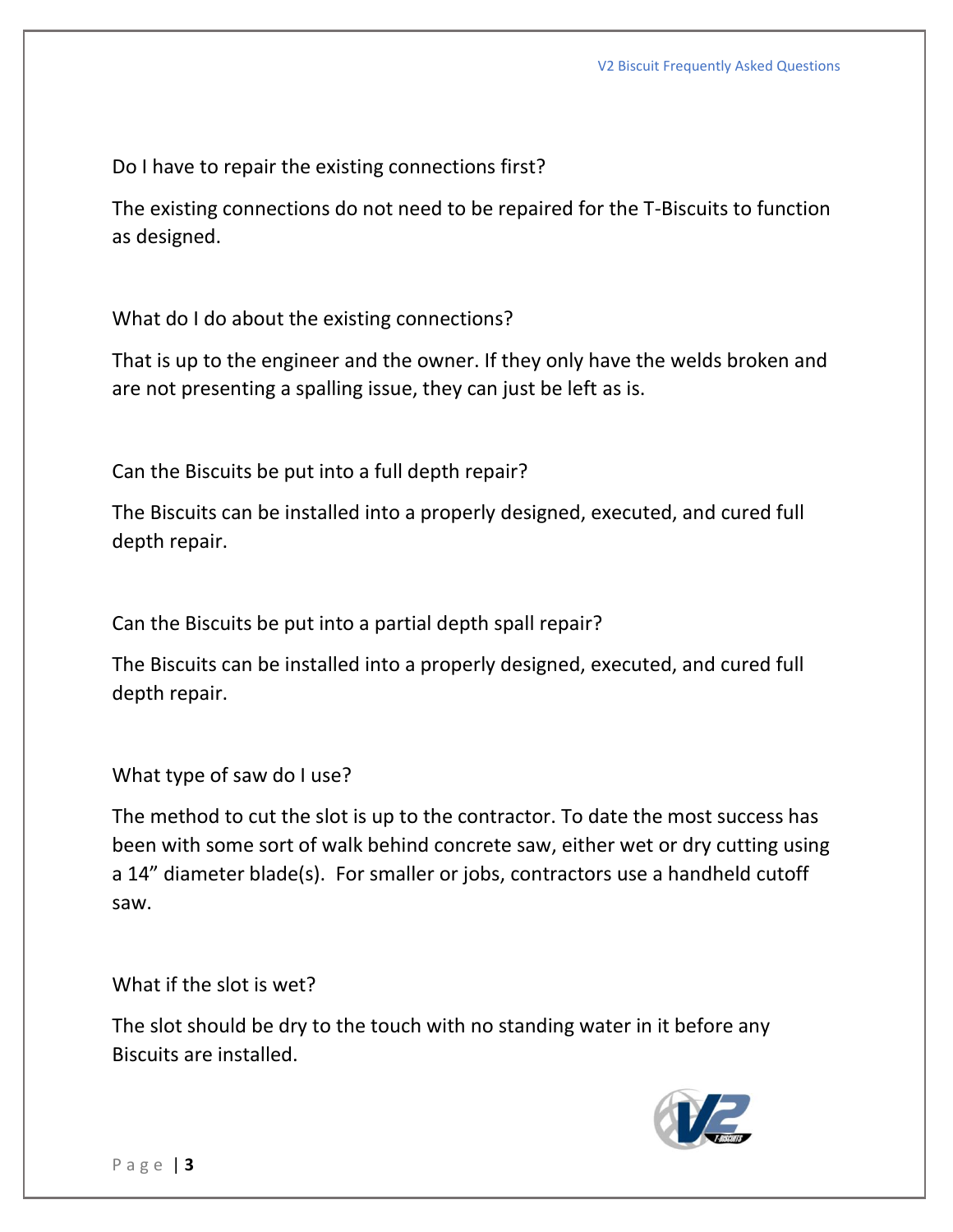Do I have to repair the existing connections first?

The existing connections do not need to be repaired for the T-Biscuits to function as designed.

What do I do about the existing connections?

That is up to the engineer and the owner. If they only have the welds broken and are not presenting a spalling issue, they can just be left as is.

Can the Biscuits be put into a full depth repair?

The Biscuits can be installed into a properly designed, executed, and cured full depth repair.

Can the Biscuits be put into a partial depth spall repair?

The Biscuits can be installed into a properly designed, executed, and cured full depth repair.

What type of saw do I use?

The method to cut the slot is up to the contractor. To date the most success has been with some sort of walk behind concrete saw, either wet or dry cutting using a 14" diameter blade(s). For smaller or jobs, contractors use a handheld cutoff saw.

What if the slot is wet?

The slot should be dry to the touch with no standing water in it before any Biscuits are installed.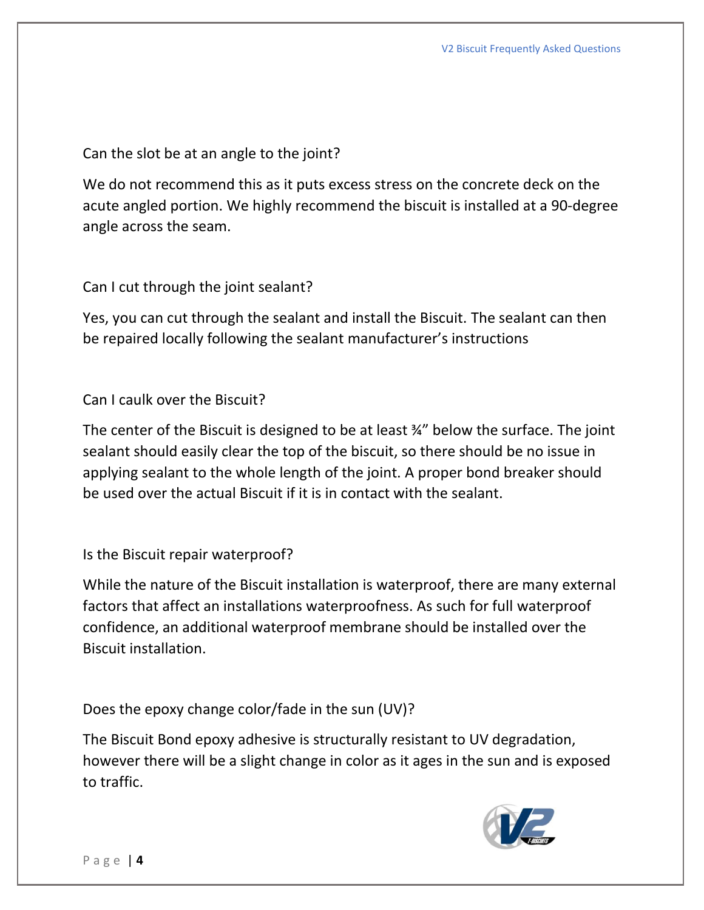Can the slot be at an angle to the joint?

We do not recommend this as it puts excess stress on the concrete deck on the acute angled portion. We highly recommend the biscuit is installed at a 90-degree angle across the seam.

Can I cut through the joint sealant?

Yes, you can cut through the sealant and install the Biscuit. The sealant can then be repaired locally following the sealant manufacturer's instructions

Can I caulk over the Biscuit?

The center of the Biscuit is designed to be at least ¾" below the surface. The joint sealant should easily clear the top of the biscuit, so there should be no issue in applying sealant to the whole length of the joint. A proper bond breaker should be used over the actual Biscuit if it is in contact with the sealant.

Is the Biscuit repair waterproof?

While the nature of the Biscuit installation is waterproof, there are many external factors that affect an installations waterproofness. As such for full waterproof confidence, an additional waterproof membrane should be installed over the Biscuit installation.

Does the epoxy change color/fade in the sun (UV)?

The Biscuit Bond epoxy adhesive is structurally resistant to UV degradation, however there will be a slight change in color as it ages in the sun and is exposed to traffic.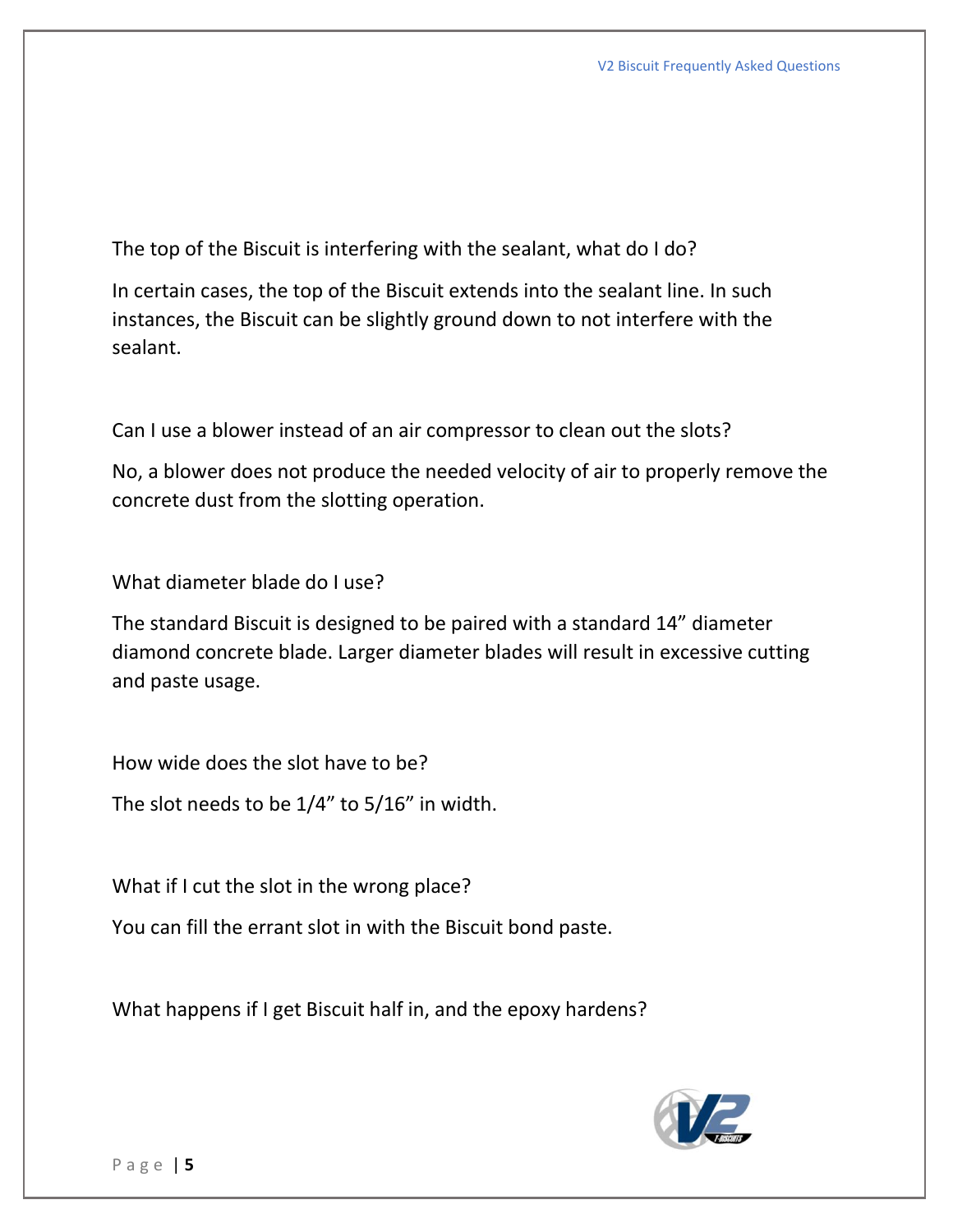The top of the Biscuit is interfering with the sealant, what do I do?

In certain cases, the top of the Biscuit extends into the sealant line. In such instances, the Biscuit can be slightly ground down to not interfere with the sealant.

Can I use a blower instead of an air compressor to clean out the slots?

No, a blower does not produce the needed velocity of air to properly remove the concrete dust from the slotting operation.

What diameter blade do I use?

The standard Biscuit is designed to be paired with a standard 14" diameter diamond concrete blade. Larger diameter blades will result in excessive cutting and paste usage.

How wide does the slot have to be?

The slot needs to be 1/4" to 5/16" in width.

What if I cut the slot in the wrong place?

You can fill the errant slot in with the Biscuit bond paste.

What happens if I get Biscuit half in, and the epoxy hardens?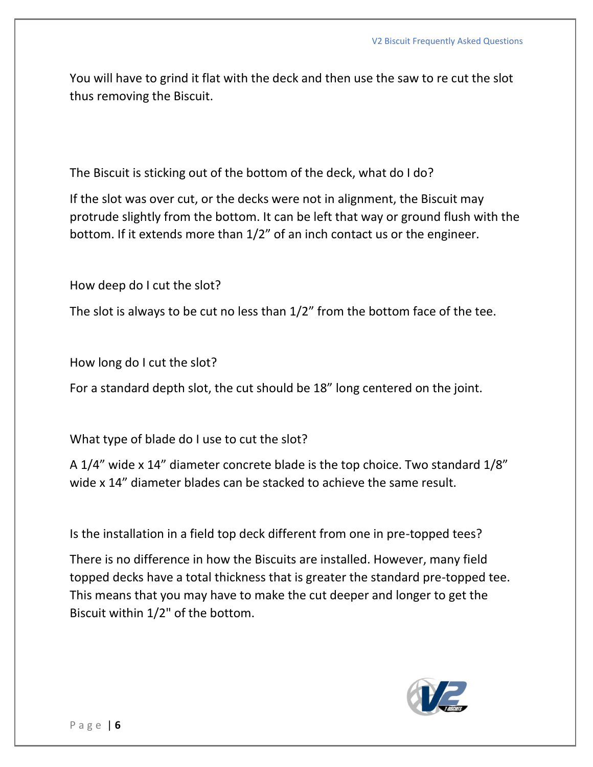You will have to grind it flat with the deck and then use the saw to re cut the slot thus removing the Biscuit.

The Biscuit is sticking out of the bottom of the deck, what do I do?

If the slot was over cut, or the decks were not in alignment, the Biscuit may protrude slightly from the bottom. It can be left that way or ground flush with the bottom. If it extends more than 1/2" of an inch contact us or the engineer.

How deep do I cut the slot?

The slot is always to be cut no less than 1/2" from the bottom face of the tee.

How long do I cut the slot?

For a standard depth slot, the cut should be 18" long centered on the joint.

What type of blade do I use to cut the slot?

A 1/4" wide x 14" diameter concrete blade is the top choice. Two standard 1/8" wide x 14" diameter blades can be stacked to achieve the same result.

Is the installation in a field top deck different from one in pre-topped tees?

There is no difference in how the Biscuits are installed. However, many field topped decks have a total thickness that is greater the standard pre-topped tee. This means that you may have to make the cut deeper and longer to get the Biscuit within 1/2" of the bottom.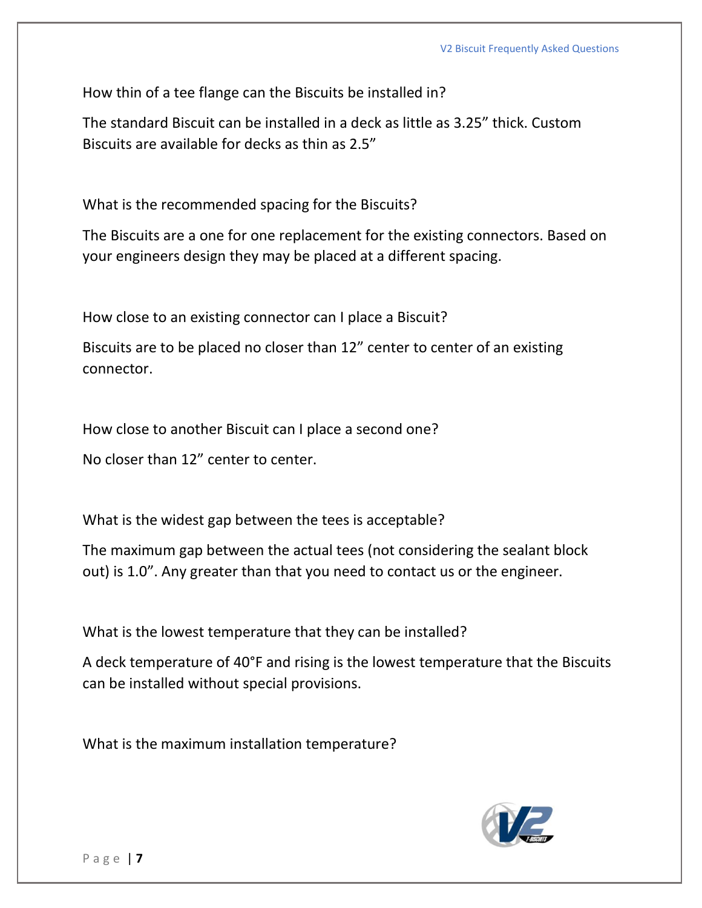How thin of a tee flange can the Biscuits be installed in?

The standard Biscuit can be installed in a deck as little as 3.25” thick. Custom Biscuits are available for decks as thin as 2.5”

What is the recommended spacing for the Biscuits?

The Biscuits are a one for one replacement for the existing connectors. Based on your engineers design they may be placed at a different spacing.

How close to an existing connector can I place a Biscuit?

Biscuits are to be placed no closer than 12” center to center of an existing connector.

How close to another Biscuit can I place a second one?

No closer than 12” center to center.

What is the widest gap between the tees is acceptable?

The maximum gap between the actual tees (not considering the sealant block out) is 1.0”. Any greater than that you need to contact us or the engineer.

What is the lowest temperature that they can be installed?

A deck temperature of 40°F and rising is the lowest temperature that the Biscuits can be installed without special provisions.

What is the maximum installation temperature?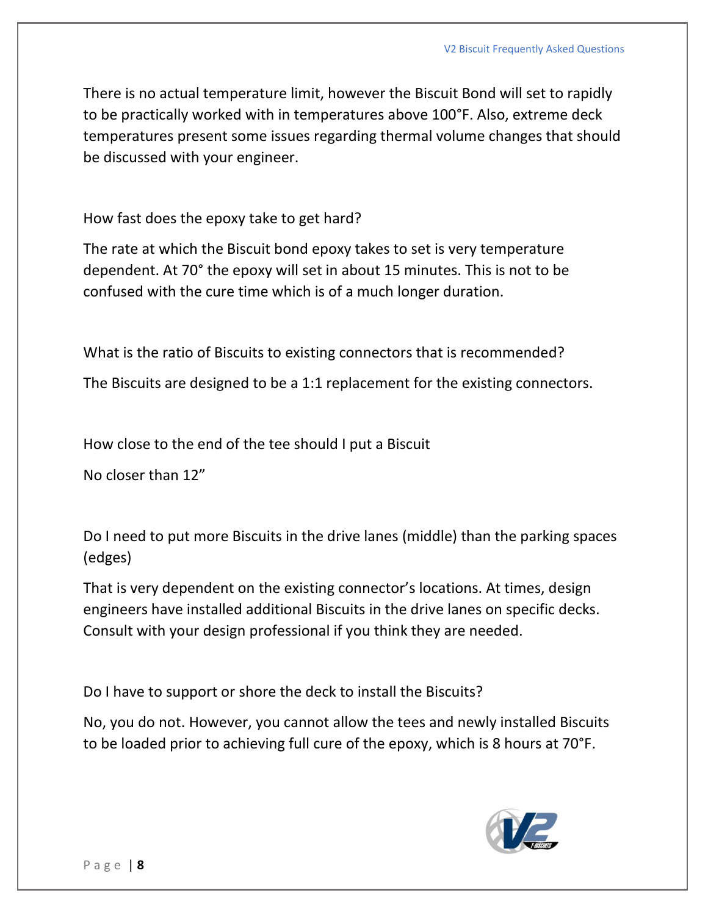There is no actual temperature limit, however the Biscuit Bond will set to rapidly to be practically worked with in temperatures above 100°F. Also, extreme deck temperatures present some issues regarding thermal volume changes that should be discussed with your engineer.

How fast does the epoxy take to get hard?

The rate at which the Biscuit bond epoxy takes to set is very temperature dependent. At 70° the epoxy will set in about 15 minutes. This is not to be confused with the cure time which is of a much longer duration.

What is the ratio of Biscuits to existing connectors that is recommended?

The Biscuits are designed to be a 1:1 replacement for the existing connectors.

How close to the end of the tee should I put a Biscuit

No closer than 12"

Do I need to put more Biscuits in the drive lanes (middle) than the parking spaces (edges)

That is very dependent on the existing connector's locations. At times, design engineers have installed additional Biscuits in the drive lanes on specific decks. Consult with your design professional if you think they are needed.

Do I have to support or shore the deck to install the Biscuits?

No, you do not. However, you cannot allow the tees and newly installed Biscuits to be loaded prior to achieving full cure of the epoxy, which is 8 hours at 70°F.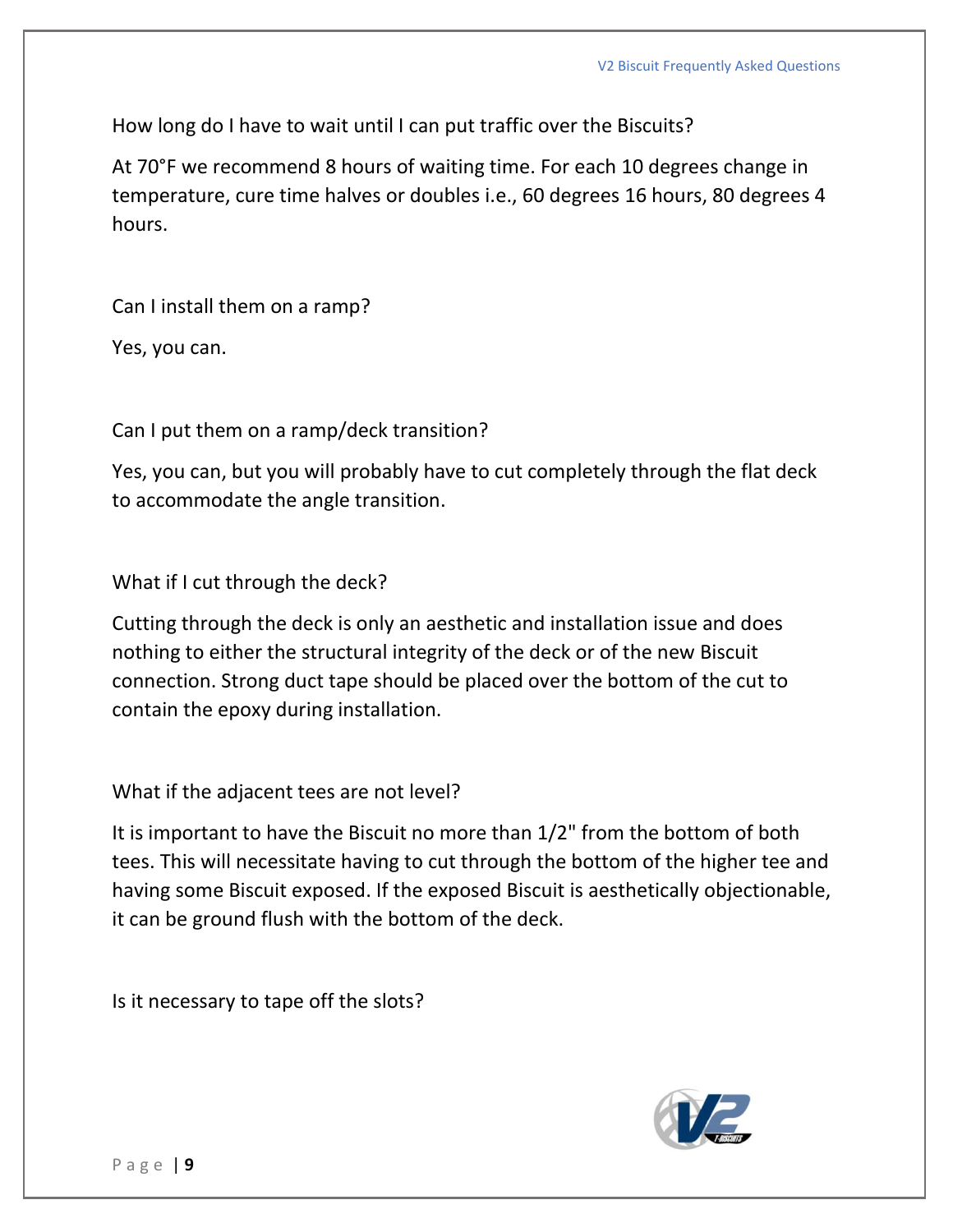How long do I have to wait until I can put traffic over the Biscuits?

At 70°F we recommend 8 hours of waiting time. For each 10 degrees change in temperature, cure time halves or doubles i.e., 60 degrees 16 hours, 80 degrees 4 hours.

Can I install them on a ramp?

Yes, you can.

Can I put them on a ramp/deck transition?

Yes, you can, but you will probably have to cut completely through the flat deck to accommodate the angle transition.

What if I cut through the deck?

Cutting through the deck is only an aesthetic and installation issue and does nothing to either the structural integrity of the deck or of the new Biscuit connection. Strong duct tape should be placed over the bottom of the cut to contain the epoxy during installation.

What if the adjacent tees are not level?

It is important to have the Biscuit no more than 1/2" from the bottom of both tees. This will necessitate having to cut through the bottom of the higher tee and having some Biscuit exposed. If the exposed Biscuit is aesthetically objectionable, it can be ground flush with the bottom of the deck.

Is it necessary to tape off the slots?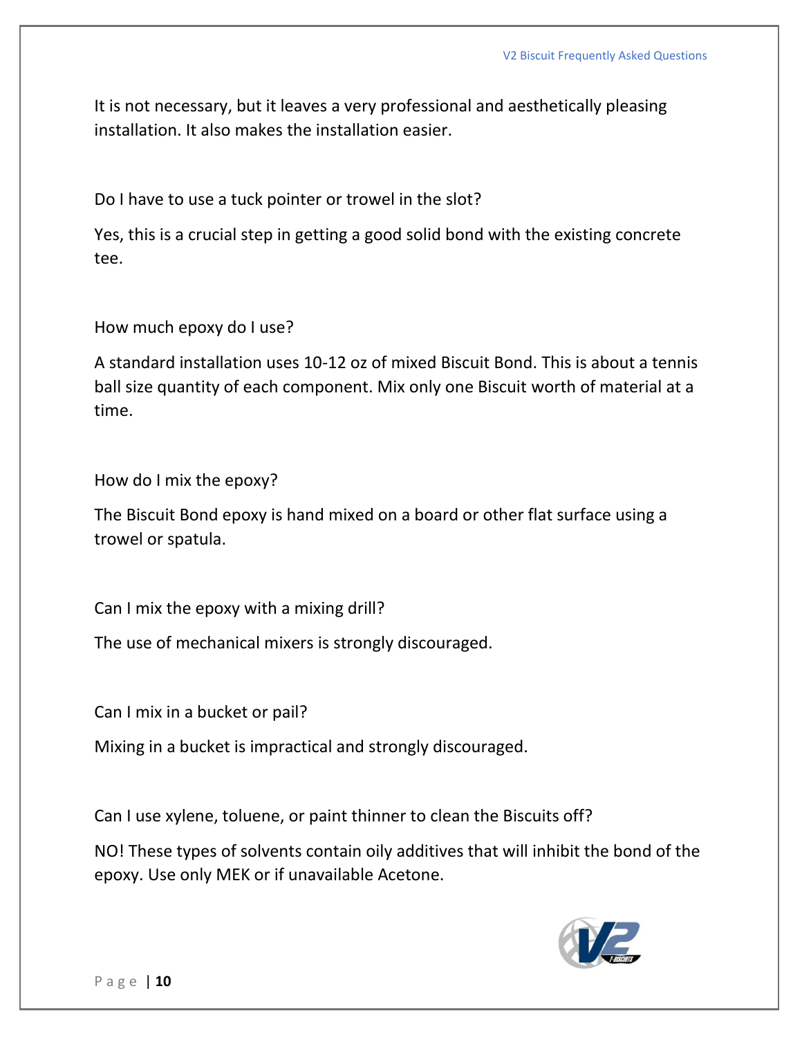It is not necessary, but it leaves a very professional and aesthetically pleasing installation. It also makes the installation easier.

Do I have to use a tuck pointer or trowel in the slot?

Yes, this is a crucial step in getting a good solid bond with the existing concrete tee.

How much epoxy do I use?

A standard installation uses 10-12 oz of mixed Biscuit Bond. This is about a tennis ball size quantity of each component. Mix only one Biscuit worth of material at a time.

How do I mix the epoxy?

The Biscuit Bond epoxy is hand mixed on a board or other flat surface using a trowel or spatula.

Can I mix the epoxy with a mixing drill?

The use of mechanical mixers is strongly discouraged.

Can I mix in a bucket or pail?

Mixing in a bucket is impractical and strongly discouraged.

Can I use xylene, toluene, or paint thinner to clean the Biscuits off?

NO! These types of solvents contain oily additives that will inhibit the bond of the epoxy. Use only MEK or if unavailable Acetone.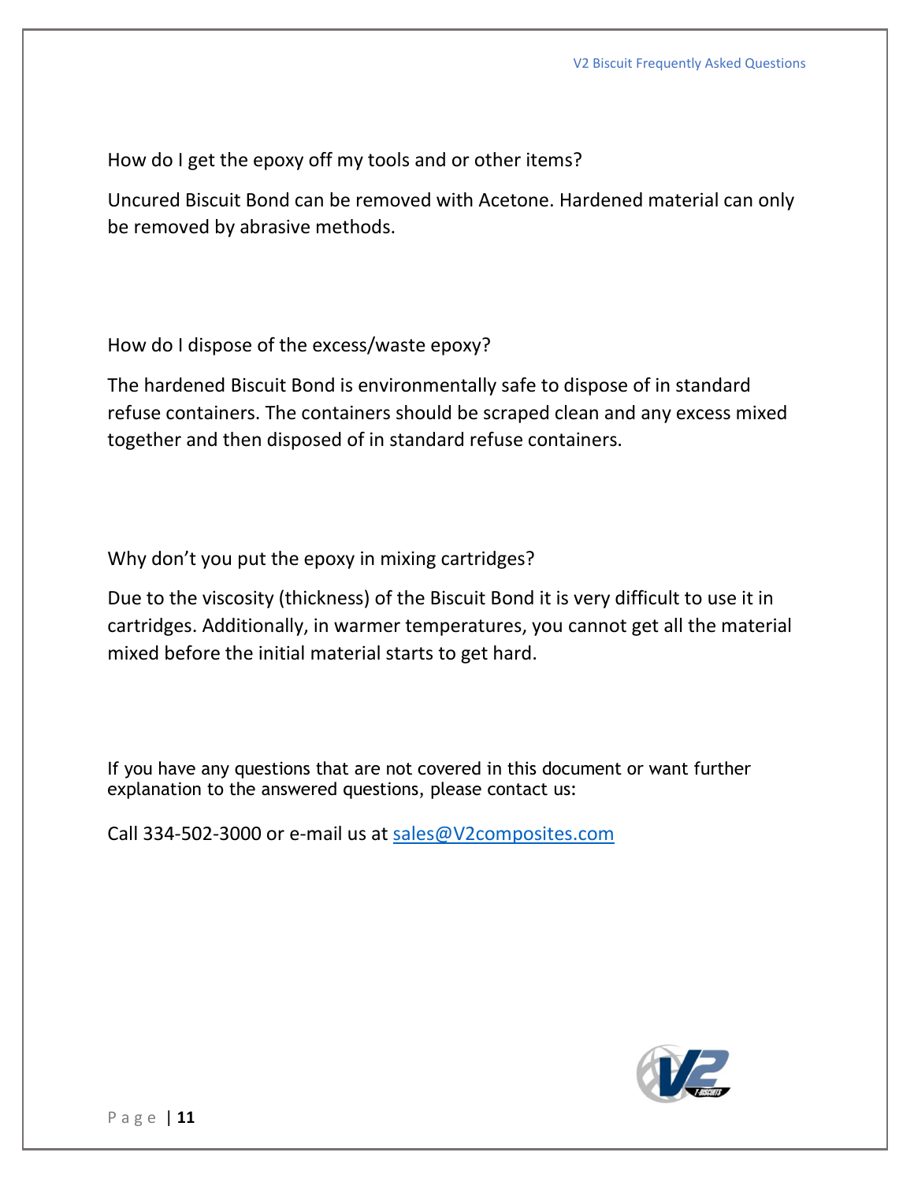How do I get the epoxy off my tools and or other items?

Uncured Biscuit Bond can be removed with Acetone. Hardened material can only be removed by abrasive methods.

How do I dispose of the excess/waste epoxy?

The hardened Biscuit Bond is environmentally safe to dispose of in standard refuse containers. The containers should be scraped clean and any excess mixed together and then disposed of in standard refuse containers.

Why don't you put the epoxy in mixing cartridges?

Due to the viscosity (thickness) of the Biscuit Bond it is very difficult to use it in cartridges. Additionally, in warmer temperatures, you cannot get all the material mixed before the initial material starts to get hard.

If you have any questions that are not covered in this document or want further explanation to the answered questions, please contact us:

Call 334-502-3000 or e-mail us at [sales@V2composites.com](mailto:sales@V2composites.com)